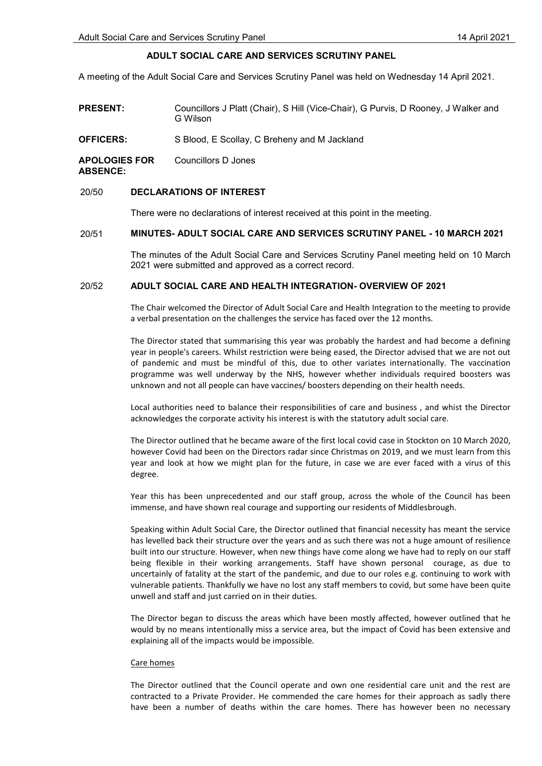# ADULT SOCIAL CARE AND SERVICES SCRUTINY PANEL

A meeting of the Adult Social Care and Services Scrutiny Panel was held on Wednesday 14 April 2021.

**PRESENT:** Councillors J Platt (Chair), S Hill (Vice-Chair), G Purvis, D Rooney, J Walker and G Wilson

**OFFICERS:** S Blood, E Scollay, C Breheny and M Jackland

**APOLOGIES FOR ABSENCE:** Councillors D Jones

## 20/50 DECLARATIONS OF INTEREST

There were no declarations of interest received at this point in the meeting.

## 20/51 MINUTES- ADULT SOCIAL CARE AND SERVICES SCRUTINY PANEL - 10 MARCH 2021

The minutes of the Adult Social Care and Services Scrutiny Panel meeting held on 10 March 2021 were submitted and approved as a correct record.

## 20/52 ADULT SOCIAL CARE AND HEALTH INTEGRATION- OVERVIEW OF 2021

The Chair welcomed the Director of Adult Social Care and Health Integration to the meeting to provide a verbal presentation on the challenges the service has faced over the 12 months.

The Director stated that summarising this year was probably the hardest and had become a defining year in people's careers. Whilst restriction were being eased, the Director advised that we are not out of pandemic and must be mindful of this, due to other variates internationally. The vaccination programme was well underway by the NHS, however whether individuals required boosters was unknown and not all people can have vaccines/ boosters depending on their health needs.

Local authorities need to balance their responsibilities of care and business , and whist the Director acknowledges the corporate activity his interest is with the statutory adult social care.

The Director outlined that he became aware of the first local covid case in Stockton on 10 March 2020, however Covid had been on the Directors radar since Christmas on 2019, and we must learn from this year and look at how we might plan for the future, in case we are ever faced with a virus of this degree.

Year this has been unprecedented and our staff group, across the whole of the Council has been immense, and have shown real courage and supporting our residents of Middlesbrough.

Speaking within Adult Social Care, the Director outlined that financial necessity has meant the service has levelled back their structure over the years and as such there was not a huge amount of resilience built into our structure. However, when new things have come along we have had to reply on our staff being flexible in their working arrangements. Staff have shown personal courage, as due to uncertainly of fatality at the start of the pandemic, and due to our roles e.g. continuing to work with vulnerable patients. Thankfully we have no lost any staff members to covid, but some have been quite unwell and staff and just carried on in their duties.

The Director began to discuss the areas which have been mostly affected, however outlined that he would by no means intentionally miss a service area, but the impact of Covid has been extensive and explaining all of the impacts would be impossible.

Care homes

The Director outlined that the Council operate and own one residential care unit and the rest are contracted to a Private Provider. He commended the care homes for their approach as sadly there have been a number of deaths within the care homes. There has however been no necessary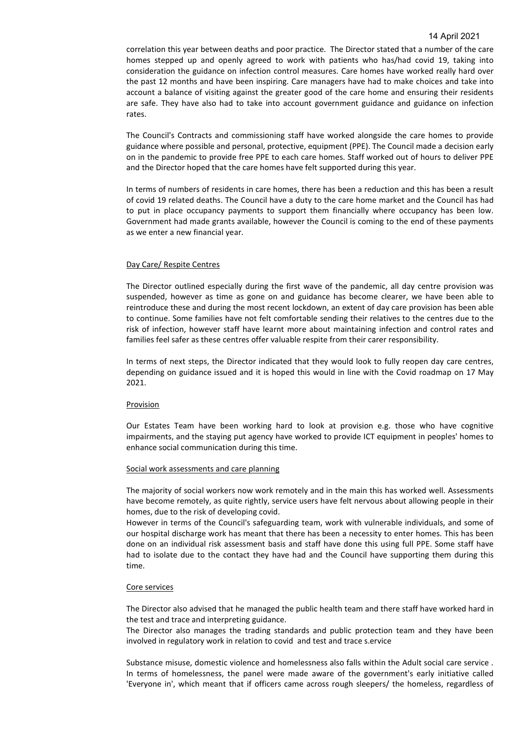correlation this year between deaths and poor practice. The Director stated that a number of the care homes stepped up and openly agreed to work with patients who has/had covid 19, taking into consideration the guidance on infection control measures. Care homes have worked really hard over the past 12 months and have been inspiring. Care managers have had to make choices and take into account a balance of visiting against the greater good of the care home and ensuring their residents are safe. They have also had to take into account government guidance and guidance on infection rates.

The Council's Contracts and commissioning staff have worked alongside the care homes to provide guidance where possible and personal, protective, equipment (PPE). The Council made a decision early on in the pandemic to provide free PPE to each care homes. Staff worked out of hours to deliver PPE and the Director hoped that the care homes have felt supported during this year.

In terms of numbers of residents in care homes, there has been a reduction and this has been a result of covid 19 related deaths. The Council have a duty to the care home market and the Council has had to put in place occupancy payments to support them financially where occupancy has been low. Government had made grants available, however the Council is coming to the end of these payments as we enter a new financial year.

<u>Day Care/ Respite Centres</u>

The Director outlined especially during the first wave of the pandemic, all day centre provision was suspended, however as time as gone on and guidance has become clearer, we have been able to reintroduce these and during the most recent lockdown, an extent of day care provision has been able to continue. Some families have not felt comfortable sending their relatives to the centres due to the risk of infection, however staff have learnt more about maintaining infection and control rates and families feel safer as these centres offer valuable respite from their carer responsibility.

In terms of next steps, the Director indicated that they would look to fully reopen day care centres, depending on guidance issued and it is hoped this would in line with the Covid roadmap on 17 May 2021.

<u>Provision</u>

Our Estates Team have been working hard to look at provision e.g. those who have cognitive impairments, and the staying put agency have worked to provide ICT equipment in peoples' homes to enhance social communication during this time.

<u>Social work assessments and care planning</u>

The majority of social workers now work remotely and in the main this has worked well. Assessments have become remotely, as quite rightly, service users have felt nervous about allowing people in their homes, due to the risk of developing covid.
However in terms of the Council's safeguarding team, work with vulnerable individuals, and some of our hospital discharge work has meant that there has been a necessity to enter homes. This has been done on an individual risk assessment basis and staff have done this using full PPE. Some staff have had to isolate due to the contact they have had and the Council have supporting them during this time.

<u>Core services</u>

The Director also advised that he managed the public health team and there staff have worked hard in the test and trace and interpreting guidance.
The Director also manages the trading standards and public protection team and they have been involved in regulatory work in relation to covid and test and trace s.ervice

Substance misuse, domestic violence and homelessness also falls within the Adult social care service . In terms of homelessness, the panel were made aware of the government's early initiative called 'Everyone in', which meant that if officers came across rough sleepers/ the homeless, regardless of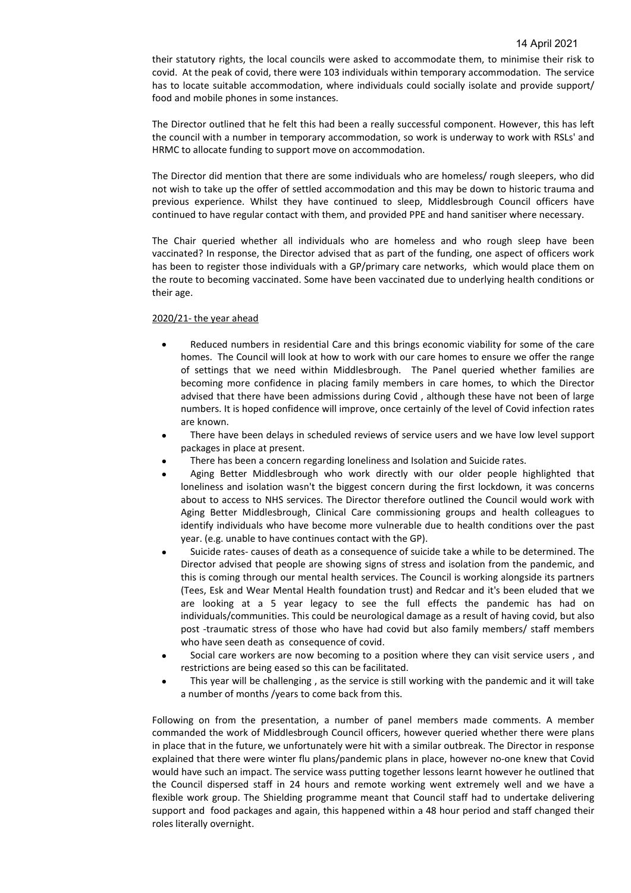their statutory rights, the local councils were asked to accommodate them, to minimise their risk to covid. At the peak of covid, there were 103 individuals within temporary accommodation. The service has to locate suitable accommodation, where individuals could socially isolate and provide support/ food and mobile phones in some instances.

The Director outlined that he felt this had been a really successful component. However, this has left the council with a number in temporary accommodation, so work is underway to work with RSLs' and HRMC to allocate funding to support move on accommodation.

The Director did mention that there are some individuals who are homeless/ rough sleepers, who did not wish to take up the offer of settled accommodation and this may be down to historic trauma and previous experience. Whilst they have continued to sleep, Middlesbrough Council officers have continued to have regular contact with them, and provided PPE and hand sanitiser where necessary.

The Chair queried whether all individuals who are homeless and who rough sleep have been vaccinated? In response, the Director advised that as part of the funding, one aspect of officers work has been to register those individuals with a GP/primary care networks, which would place them on the route to becoming vaccinated. Some have been vaccinated due to underlying health conditions or their age.

2020/21- the year ahead

- Reduced numbers in residential Care and this brings economic viability for some of the care homes. The Council will look at how to work with our care homes to ensure we offer the range of settings that we need within Middlesbrough. The Panel queried whether families are becoming more confidence in placing family members in care homes, to which the Director advised that there have been admissions during Covid , although these have not been of large numbers. It is hoped confidence will improve, once certainly of the level of Covid infection rates are known.
- There have been delays in scheduled reviews of service users and we have low level support packages in place at present.
- There has been a concern regarding loneliness and Isolation and Suicide rates.
- Aging Better Middlesbrough who work directly with our older people highlighted that loneliness and isolation wasn't the biggest concern during the first lockdown, it was concerns about to access to NHS services. The Director therefore outlined the Council would work with Aging Better Middlesbrough, Clinical Care commissioning groups and health colleagues to identify individuals who have become more vulnerable due to health conditions over the past year. (e.g. unable to have continues contact with the GP).
- Suicide rates- causes of death as a consequence of suicide take a while to be determined. The Director advised that people are showing signs of stress and isolation from the pandemic, and this is coming through our mental health services. The Council is working alongside its partners (Tees, Esk and Wear Mental Health foundation trust) and Redcar and it's been eluded that we are looking at a 5 year legacy to see the full effects the pandemic has had on individuals/communities. This could be neurological damage as a result of having covid, but also post -traumatic stress of those who have had covid but also family members/ staff members who have seen death as consequence of covid.
- Social care workers are now becoming to a position where they can visit service users , and restrictions are being eased so this can be facilitated.
- This year will be challenging , as the service is still working with the pandemic and it will take a number of months /years to come back from this.

Following on from the presentation, a number of panel members made comments. A member commanded the work of Middlesbrough Council officers, however queried whether there were plans in place that in the future, we unfortunately were hit with a similar outbreak. The Director in response explained that there were winter flu plans/pandemic plans in place, however no-one knew that Covid would have such an impact. The service wass putting together lessons learnt however he outlined that the Council dispersed staff in 24 hours and remote working went extremely well and we have a flexible work group. The Shielding programme meant that Council staff had to undertake delivering support and food packages and again, this happened within a 48 hour period and staff changed their roles literally overnight.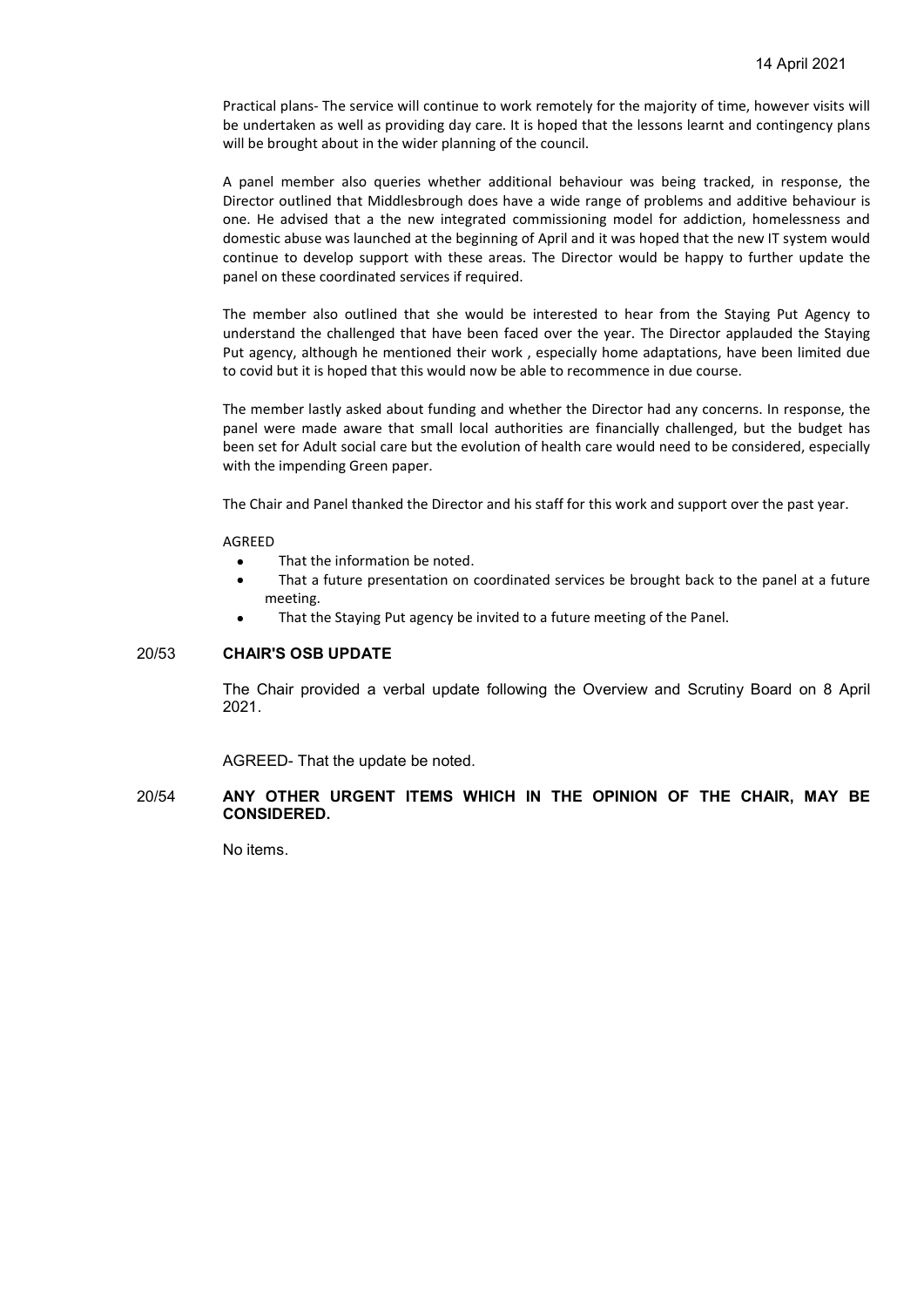Practical plans- The service will continue to work remotely for the majority of time, however visits will be undertaken as well as providing day care. It is hoped that the lessons learnt and contingency plans will be brought about in the wider planning of the council.

A panel member also queries whether additional behaviour was being tracked, in response, the Director outlined that Middlesbrough does have a wide range of problems and additive behaviour is one. He advised that a the new integrated commissioning model for addiction, homelessness and domestic abuse was launched at the beginning of April and it was hoped that the new IT system would continue to develop support with these areas. The Director would be happy to further update the panel on these coordinated services if required.

The member also outlined that she would be interested to hear from the Staying Put Agency to understand the challenged that have been faced over the year. The Director applauded the Staying Put agency, although he mentioned their work , especially home adaptations, have been limited due to covid but it is hoped that this would now be able to recommence in due course.

The member lastly asked about funding and whether the Director had any concerns. In response, the panel were made aware that small local authorities are financially challenged, but the budget has been set for Adult social care but the evolution of health care would need to be considered, especially with the impending Green paper.

The Chair and Panel thanked the Director and his staff for this work and support over the past year.

AGREED

- That the information be noted.
- That a future presentation on coordinated services be brought back to the panel at a future meeting.
- That the Staying Put agency be invited to a future meeting of the Panel.

## 20/53 CHAIR'S OSB UPDATE

The Chair provided a verbal update following the Overview and Scrutiny Board on 8 April 2021.

AGREED- That the update be noted.

## 20/54 ANY OTHER URGENT ITEMS WHICH IN THE OPINION OF THE CHAIR, MAY BE CONSIDERED.

No items.